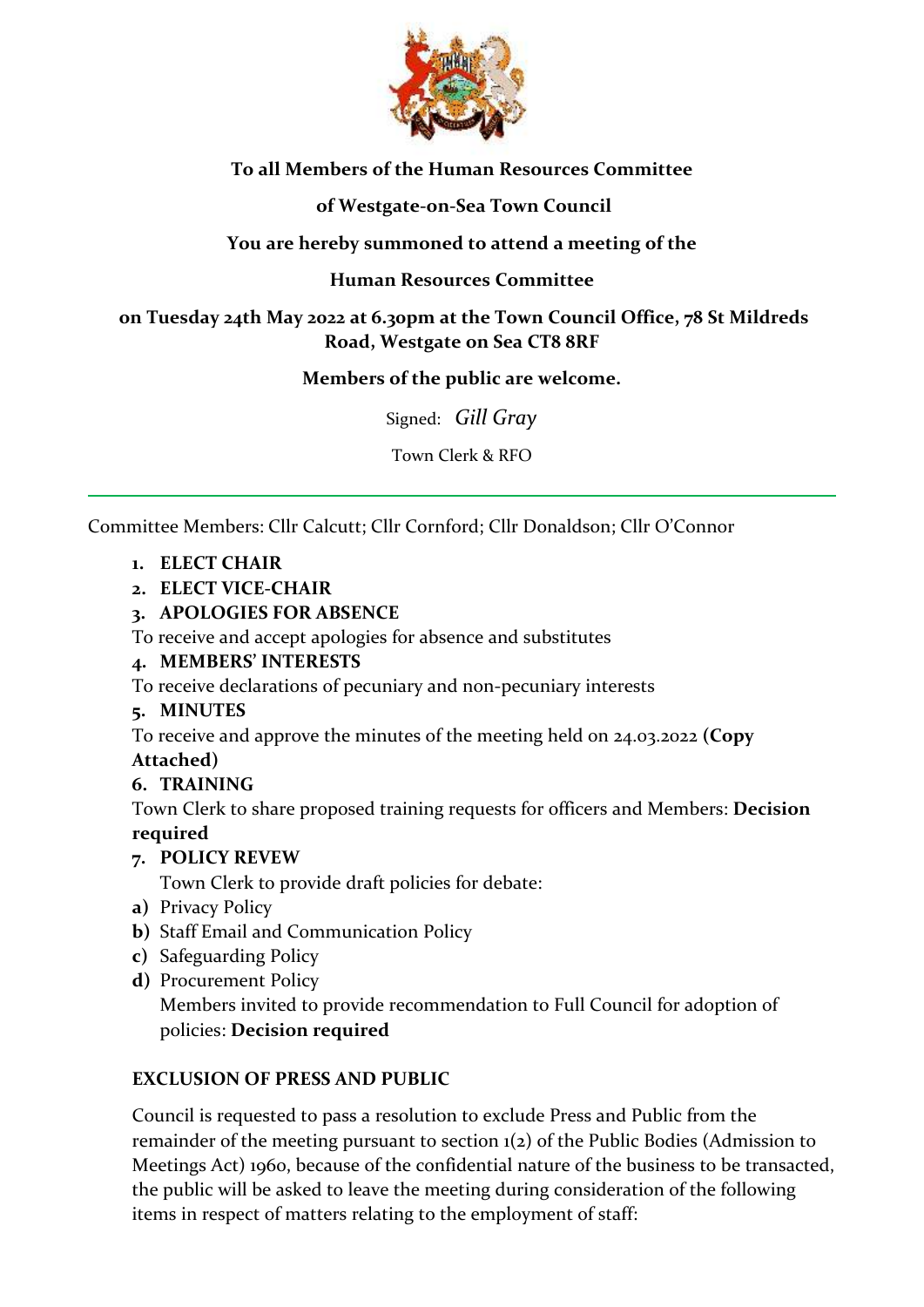**To all Members of the Human Resources Committee**

**of Westgate-on-Sea Town Council**

**You are hereby summoned to attend a meeting of the**

**Human Resources Committee**

**on Tuesday 24th May 2022 at 6.30pm at the Town Council Office, 78 St Mildreds Road, Westgate on Sea CT8 8RF**

**Members of the public are welcome.**

Signed: *Gill Gray*

Town Clerk & RFO

---

Committee Members: Cllr Calcutt; Cllr Cornford; Cllr Donaldson; Cllr O'Connor

1. **ELECT CHAIR**
2. **ELECT VICE-CHAIR**
3. **APOLOGIES FOR ABSENCE**

To receive and accept apologies for absence and substitutes

4. **MEMBERS' INTERESTS**

To receive declarations of pecuniary and non-pecuniary interests

5. **MINUTES**

To receive and approve the minutes of the meeting held on 24.03.2022 **(Copy Attached)**

6. **TRAINING**

Town Clerk to share proposed training requests for officers and Members: **Decision required**

7. **POLICY REVEW**

Town Clerk to provide draft policies for debate:

**a)** Privacy Policy
**b)** Staff Email and Communication Policy
**c)** Safeguarding Policy
**d)** Procurement Policy

Members invited to provide recommendation to Full Council for adoption of policies: **Decision required**

**EXCLUSION OF PRESS AND PUBLIC**

Council is requested to pass a resolution to exclude Press and Public from the remainder of the meeting pursuant to section 1(2) of the Public Bodies (Admission to Meetings Act) 1960, because of the confidential nature of the business to be transacted, the public will be asked to leave the meeting during consideration of the following items in respect of matters relating to the employment of staff: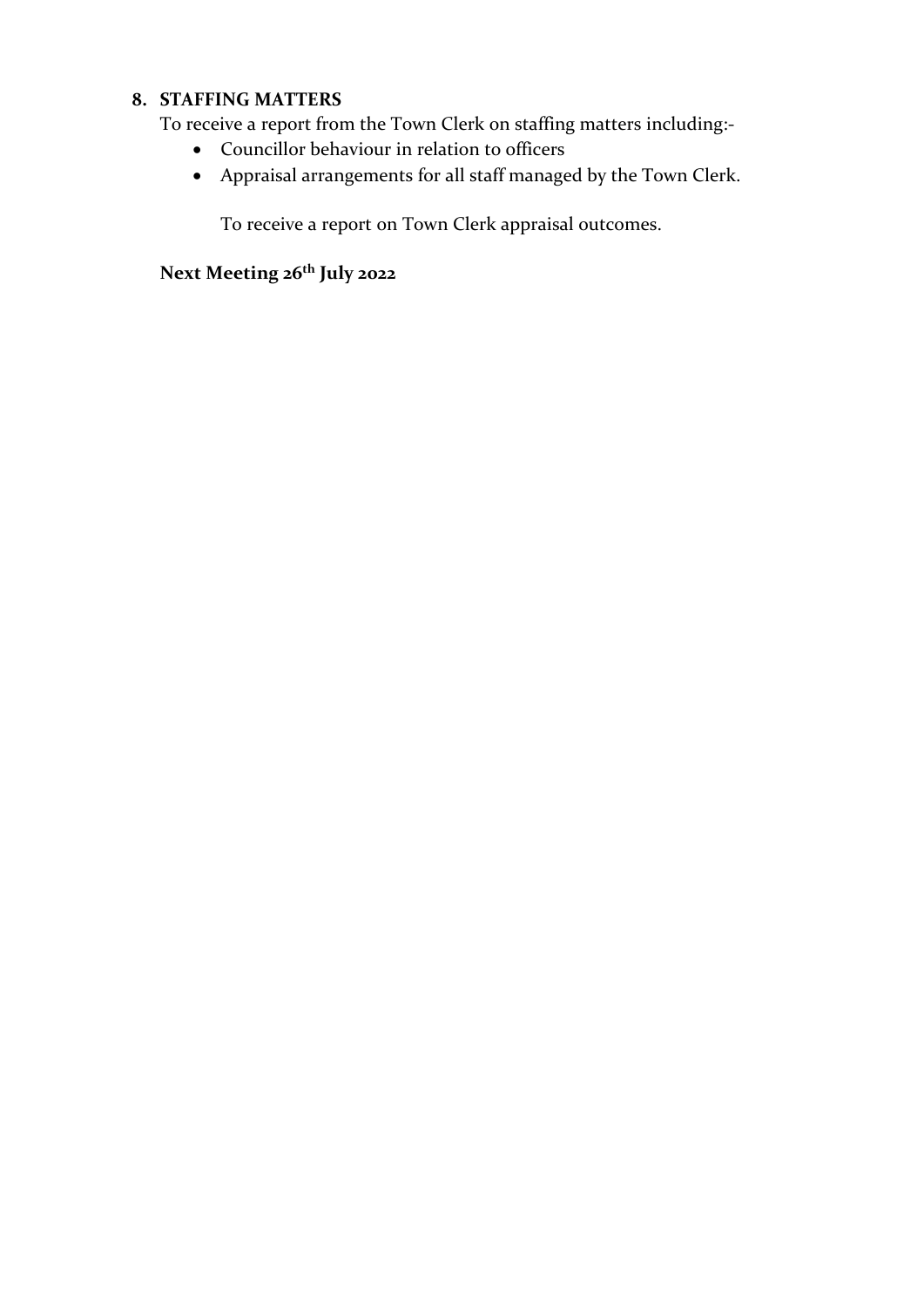## 8. STAFFING MATTERS

To receive a report from the Town Clerk on staffing matters including:-

- Councillor behaviour in relation to officers
- Appraisal arrangements for all staff managed by the Town Clerk.

To receive a report on Town Clerk appraisal outcomes.

**Next Meeting 26th July 2022**